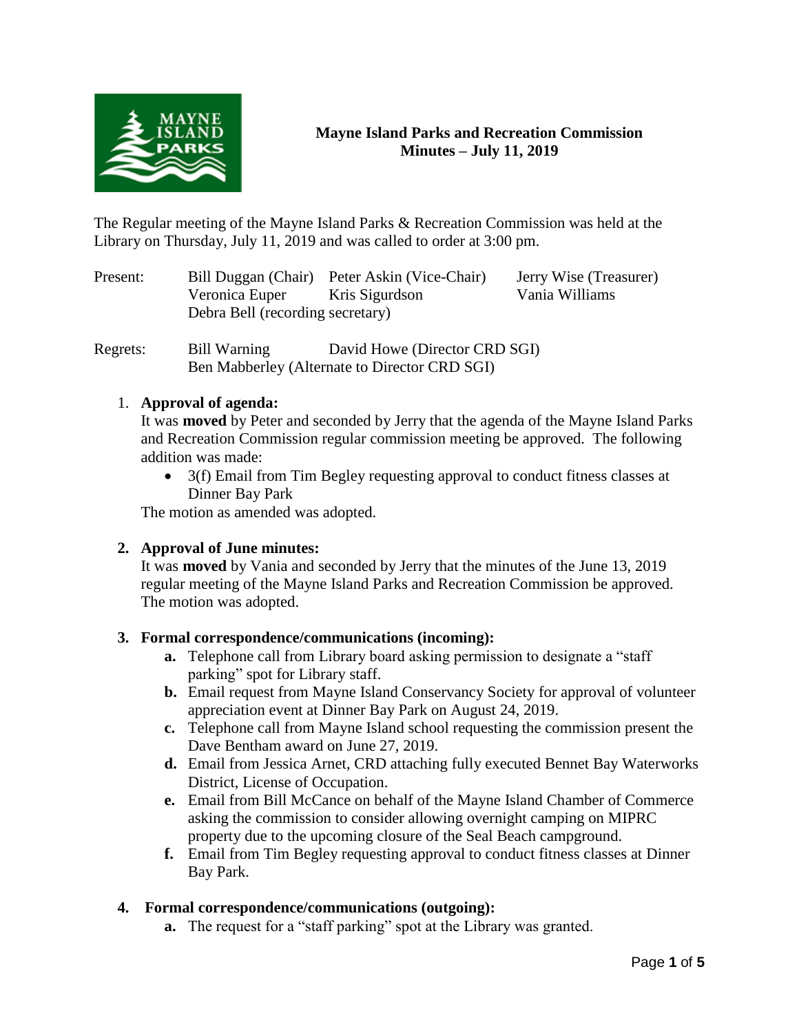# Mayne Island Parks and Recreation Commission
## Minutes – July 11, 2019

The Regular meeting of the Mayne Island Parks & Recreation Commission was held at the Library on Thursday, July 11, 2019 and was called to order at 3:00 pm.

Present: Bill Duggan (Chair), Peter Askin (Vice-Chair), Jerry Wise (Treasurer), Veronica Euper, Kris Sigurdson, Vania Williams, Debra Bell (recording secretary)

Regrets: Bill Warning, David Howe (Director CRD SGI), Ben Mabberley (Alternate to Director CRD SGI)

1. **Approval of agenda:**
   It was **moved** by Peter and seconded by Jerry that the agenda of the Mayne Island Parks and Recreation Commission regular commission meeting be approved. The following addition was made:
   - 3(f) Email from Tim Begley requesting approval to conduct fitness classes at Dinner Bay Park

   The motion as amended was adopted.

2. **Approval of June minutes:**
   It was **moved** by Vania and seconded by Jerry that the minutes of the June 13, 2019 regular meeting of the Mayne Island Parks and Recreation Commission be approved. The motion was adopted.

3. **Formal correspondence/communications (incoming):**
   - **a.** Telephone call from Library board asking permission to designate a "staff parking" spot for Library staff.
   - **b.** Email request from Mayne Island Conservancy Society for approval of volunteer appreciation event at Dinner Bay Park on August 24, 2019.
   - **c.** Telephone call from Mayne Island school requesting the commission present the Dave Bentham award on June 27, 2019.
   - **d.** Email from Jessica Arnet, CRD attaching fully executed Bennet Bay Waterworks District, License of Occupation.
   - **e.** Email from Bill McCance on behalf of the Mayne Island Chamber of Commerce asking the commission to consider allowing overnight camping on MIPRC property due to the upcoming closure of the Seal Beach campground.
   - **f.** Email from Tim Begley requesting approval to conduct fitness classes at Dinner Bay Park.

4. **Formal correspondence/communications (outgoing):**
   - **a.** The request for a "staff parking" spot at the Library was granted.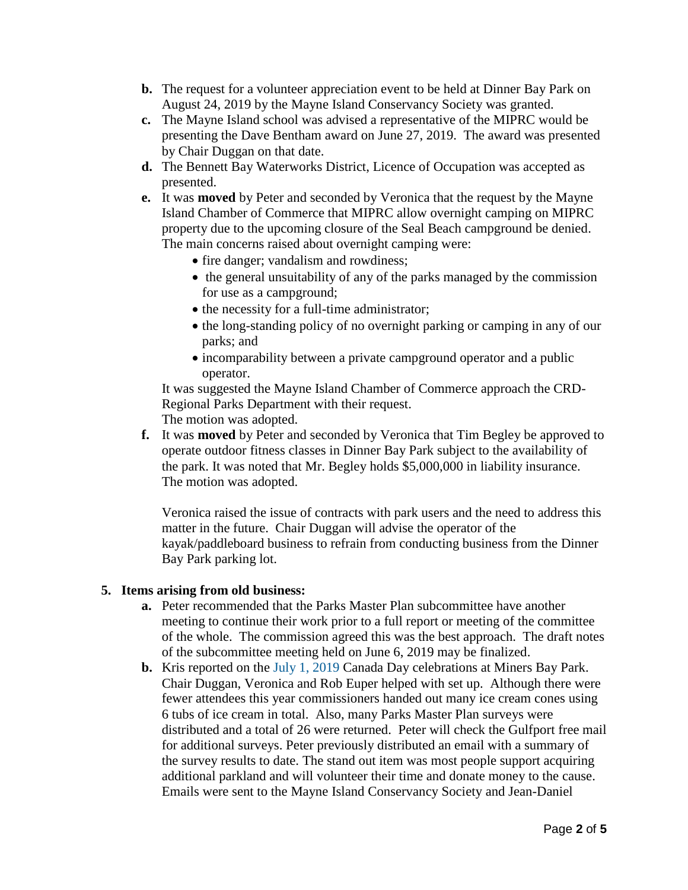- **b.** The request for a volunteer appreciation event to be held at Dinner Bay Park on August 24, 2019 by the Mayne Island Conservancy Society was granted.
- **c.** The Mayne Island school was advised a representative of the MIPRC would be presenting the Dave Bentham award on June 27, 2019. The award was presented by Chair Duggan on that date.
- **d.** The Bennett Bay Waterworks District, Licence of Occupation was accepted as presented.
- **e.** It was **moved** by Peter and seconded by Veronica that the request by the Mayne Island Chamber of Commerce that MIPRC allow overnight camping on MIPRC property due to the upcoming closure of the Seal Beach campground be denied. The main concerns raised about overnight camping were:
  - fire danger; vandalism and rowdiness;
  - the general unsuitability of any of the parks managed by the commission for use as a campground;
  - the necessity for a full-time administrator;
  - the long-standing policy of no overnight parking or camping in any of our parks; and
  - incomparability between a private campground operator and a public operator.

  It was suggested the Mayne Island Chamber of Commerce approach the CRD-Regional Parks Department with their request.
  The motion was adopted.
- **f.** It was **moved** by Peter and seconded by Veronica that Tim Begley be approved to operate outdoor fitness classes in Dinner Bay Park subject to the availability of the park. It was noted that Mr. Begley holds $5,000,000 in liability insurance.
  The motion was adopted.

  Veronica raised the issue of contracts with park users and the need to address this matter in the future. Chair Duggan will advise the operator of the kayak/paddleboard business to refrain from conducting business from the Dinner Bay Park parking lot.

**5. Items arising from old business:**

- **a.** Peter recommended that the Parks Master Plan subcommittee have another meeting to continue their work prior to a full report or meeting of the committee of the whole. The commission agreed this was the best approach. The draft notes of the subcommittee meeting held on June 6, 2019 may be finalized.
- **b.** Kris reported on the July 1, 2019 Canada Day celebrations at Miners Bay Park. Chair Duggan, Veronica and Rob Euper helped with set up. Although there were fewer attendees this year commissioners handed out many ice cream cones using 6 tubs of ice cream in total. Also, many Parks Master Plan surveys were distributed and a total of 26 were returned. Peter will check the Gulfport free mail for additional surveys. Peter previously distributed an email with a summary of the survey results to date. The stand out item was most people support acquiring additional parkland and will volunteer their time and donate money to the cause. Emails were sent to the Mayne Island Conservancy Society and Jean-Daniel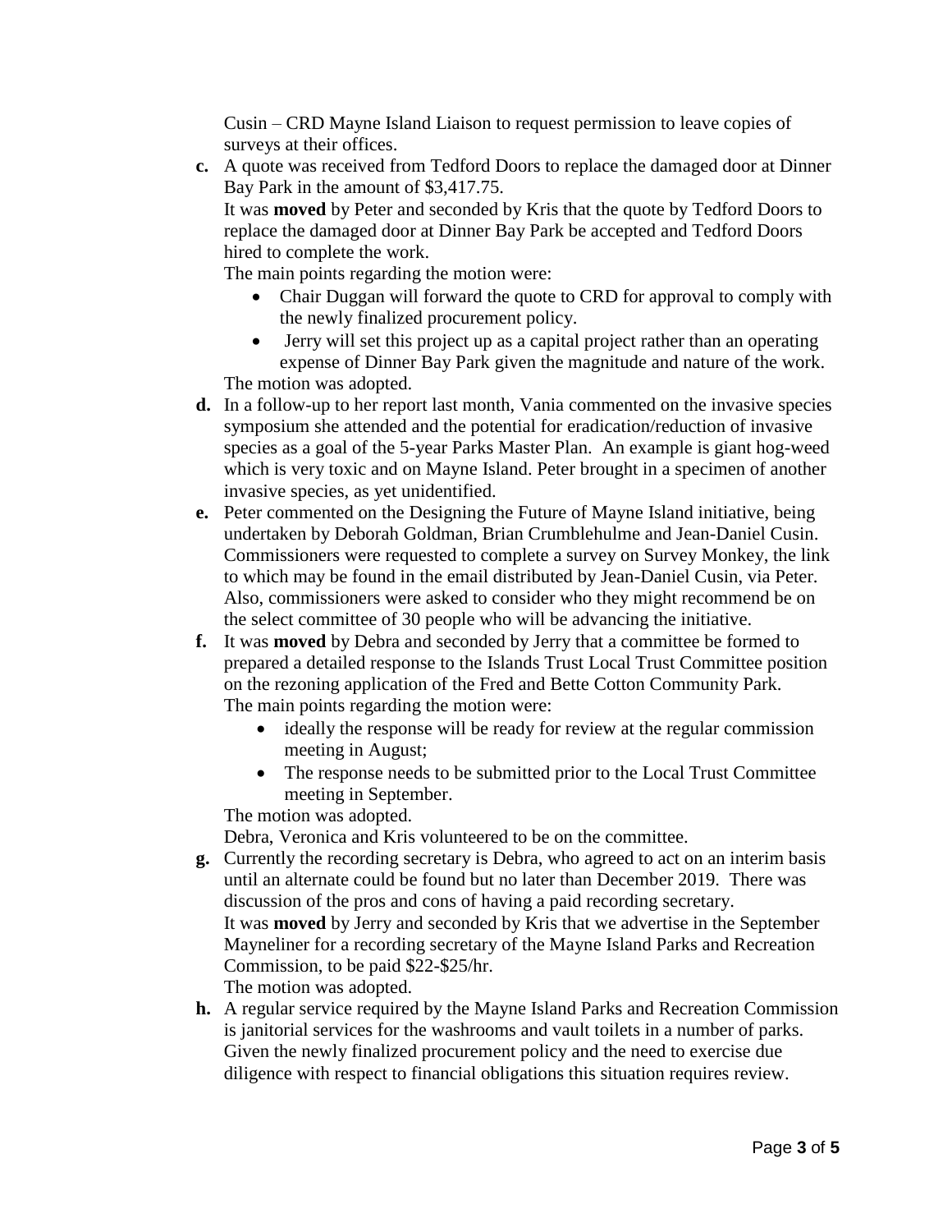Cusin – CRD Mayne Island Liaison to request permission to leave copies of surveys at their offices.

**c.** A quote was received from Tedford Doors to replace the damaged door at Dinner Bay Park in the amount of $3,417.75.
It was **moved** by Peter and seconded by Kris that the quote by Tedford Doors to replace the damaged door at Dinner Bay Park be accepted and Tedford Doors hired to complete the work.
The main points regarding the motion were:
- Chair Duggan will forward the quote to CRD for approval to comply with the newly finalized procurement policy.
- Jerry will set this project up as a capital project rather than an operating expense of Dinner Bay Park given the magnitude and nature of the work.

The motion was adopted.

**d.** In a follow-up to her report last month, Vania commented on the invasive species symposium she attended and the potential for eradication/reduction of invasive species as a goal of the 5-year Parks Master Plan. An example is giant hog-weed which is very toxic and on Mayne Island. Peter brought in a specimen of another invasive species, as yet unidentified.

**e.** Peter commented on the Designing the Future of Mayne Island initiative, being undertaken by Deborah Goldman, Brian Crumblehulme and Jean-Daniel Cusin. Commissioners were requested to complete a survey on Survey Monkey, the link to which may be found in the email distributed by Jean-Daniel Cusin, via Peter. Also, commissioners were asked to consider who they might recommend be on the select committee of 30 people who will be advancing the initiative.

**f.** It was **moved** by Debra and seconded by Jerry that a committee be formed to prepared a detailed response to the Islands Trust Local Trust Committee position on the rezoning application of the Fred and Bette Cotton Community Park.
The main points regarding the motion were:
- ideally the response will be ready for review at the regular commission meeting in August;
- The response needs to be submitted prior to the Local Trust Committee meeting in September.

The motion was adopted.
Debra, Veronica and Kris volunteered to be on the committee.

**g.** Currently the recording secretary is Debra, who agreed to act on an interim basis until an alternate could be found but no later than December 2019. There was discussion of the pros and cons of having a paid recording secretary.
It was **moved** by Jerry and seconded by Kris that we advertise in the September Mayneliner for a recording secretary of the Mayne Island Parks and Recreation Commission, to be paid $22-$25/hr.
The motion was adopted.

**h.** A regular service required by the Mayne Island Parks and Recreation Commission is janitorial services for the washrooms and vault toilets in a number of parks. Given the newly finalized procurement policy and the need to exercise due diligence with respect to financial obligations this situation requires review.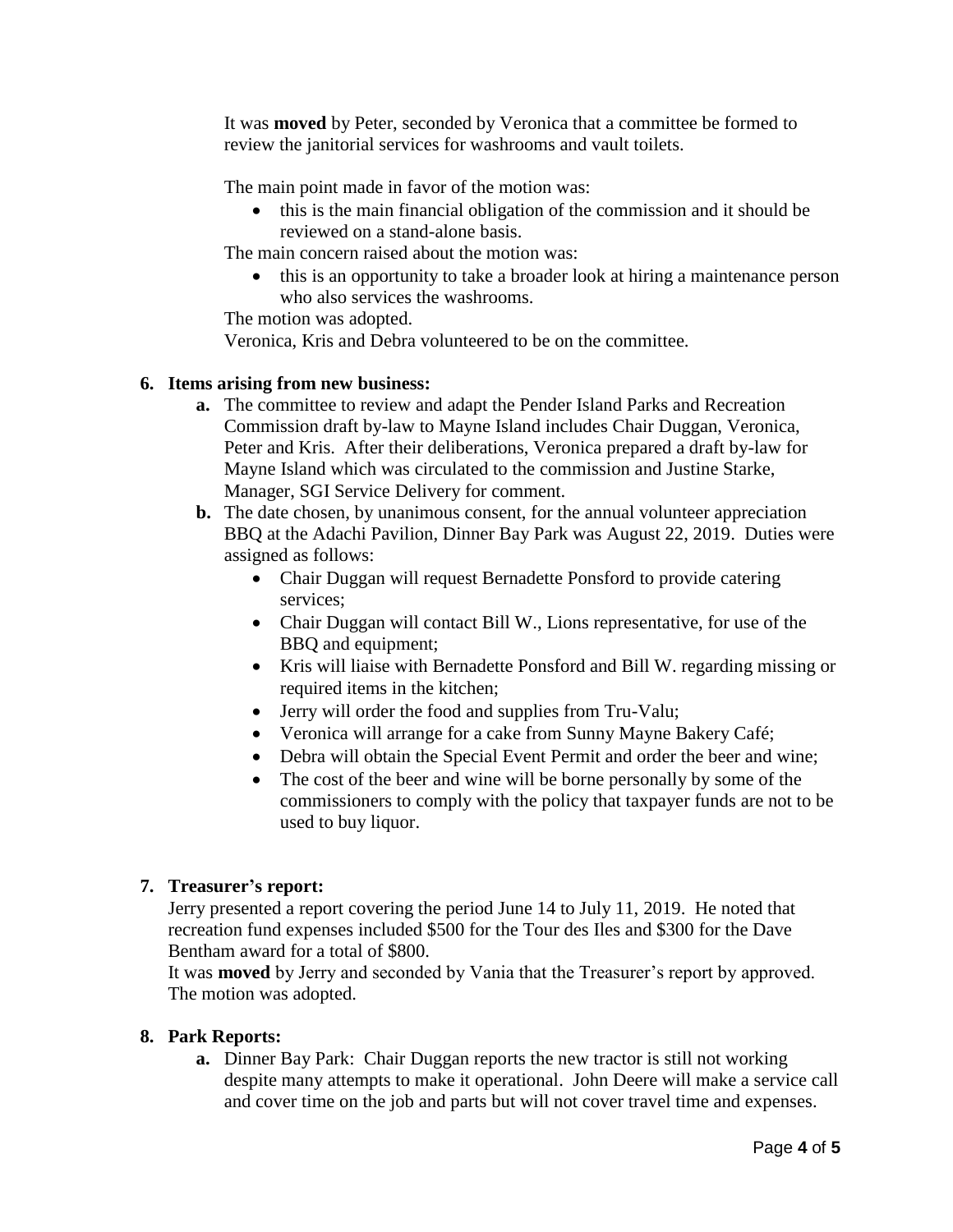It was **moved** by Peter, seconded by Veronica that a committee be formed to review the janitorial services for washrooms and vault toilets.

The main point made in favor of the motion was:

- this is the main financial obligation of the commission and it should be reviewed on a stand-alone basis.

The main concern raised about the motion was:

- this is an opportunity to take a broader look at hiring a maintenance person who also services the washrooms.

The motion was adopted.
Veronica, Kris and Debra volunteered to be on the committee.

**6. Items arising from new business:**

**a.** The committee to review and adapt the Pender Island Parks and Recreation Commission draft by-law to Mayne Island includes Chair Duggan, Veronica, Peter and Kris. After their deliberations, Veronica prepared a draft by-law for Mayne Island which was circulated to the commission and Justine Starke, Manager, SGI Service Delivery for comment.

**b.** The date chosen, by unanimous consent, for the annual volunteer appreciation BBQ at the Adachi Pavilion, Dinner Bay Park was August 22, 2019. Duties were assigned as follows:

- Chair Duggan will request Bernadette Ponsford to provide catering services;
- Chair Duggan will contact Bill W., Lions representative, for use of the BBQ and equipment;
- Kris will liaise with Bernadette Ponsford and Bill W. regarding missing or required items in the kitchen;
- Jerry will order the food and supplies from Tru-Valu;
- Veronica will arrange for a cake from Sunny Mayne Bakery Café;
- Debra will obtain the Special Event Permit and order the beer and wine;
- The cost of the beer and wine will be borne personally by some of the commissioners to comply with the policy that taxpayer funds are not to be used to buy liquor.

**7. Treasurer's report:**

Jerry presented a report covering the period June 14 to July 11, 2019. He noted that recreation fund expenses included $500 for the Tour des Iles and $300 for the Dave Bentham award for a total of $800.
It was **moved** by Jerry and seconded by Vania that the Treasurer's report by approved. The motion was adopted.

**8. Park Reports:**

**a.** Dinner Bay Park: Chair Duggan reports the new tractor is still not working despite many attempts to make it operational. John Deere will make a service call and cover time on the job and parts but will not cover travel time and expenses.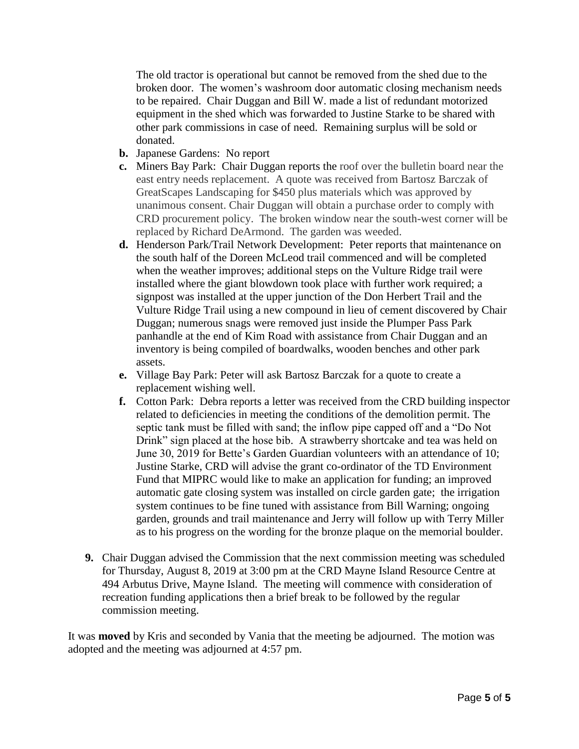The old tractor is operational but cannot be removed from the shed due to the broken door. The women's washroom door automatic closing mechanism needs to be repaired. Chair Duggan and Bill W. made a list of redundant motorized equipment in the shed which was forwarded to Justine Starke to be shared with other park commissions in case of need. Remaining surplus will be sold or donated.

**b.** Japanese Gardens: No report

**c.** Miners Bay Park: Chair Duggan reports the roof over the bulletin board near the east entry needs replacement. A quote was received from Bartosz Barczak of GreatScapes Landscaping for $450 plus materials which was approved by unanimous consent. Chair Duggan will obtain a purchase order to comply with CRD procurement policy. The broken window near the south-west corner will be replaced by Richard DeArmond. The garden was weeded.

**d.** Henderson Park/Trail Network Development: Peter reports that maintenance on the south half of the Doreen McLeod trail commenced and will be completed when the weather improves; additional steps on the Vulture Ridge trail were installed where the giant blowdown took place with further work required; a signpost was installed at the upper junction of the Don Herbert Trail and the Vulture Ridge Trail using a new compound in lieu of cement discovered by Chair Duggan; numerous snags were removed just inside the Plumper Pass Park panhandle at the end of Kim Road with assistance from Chair Duggan and an inventory is being compiled of boardwalks, wooden benches and other park assets.

**e.** Village Bay Park: Peter will ask Bartosz Barczak for a quote to create a replacement wishing well.

**f.** Cotton Park: Debra reports a letter was received from the CRD building inspector related to deficiencies in meeting the conditions of the demolition permit. The septic tank must be filled with sand; the inflow pipe capped off and a "Do Not Drink" sign placed at the hose bib. A strawberry shortcake and tea was held on June 30, 2019 for Bette's Garden Guardian volunteers with an attendance of 10; Justine Starke, CRD will advise the grant co-ordinator of the TD Environment Fund that MIPRC would like to make an application for funding; an improved automatic gate closing system was installed on circle garden gate; the irrigation system continues to be fine tuned with assistance from Bill Warning; ongoing garden, grounds and trail maintenance and Jerry will follow up with Terry Miller as to his progress on the wording for the bronze plaque on the memorial boulder.

**9.** Chair Duggan advised the Commission that the next commission meeting was scheduled for Thursday, August 8, 2019 at 3:00 pm at the CRD Mayne Island Resource Centre at 494 Arbutus Drive, Mayne Island. The meeting will commence with consideration of recreation funding applications then a brief break to be followed by the regular commission meeting.

It was **moved** by Kris and seconded by Vania that the meeting be adjourned. The motion was adopted and the meeting was adjourned at 4:57 pm.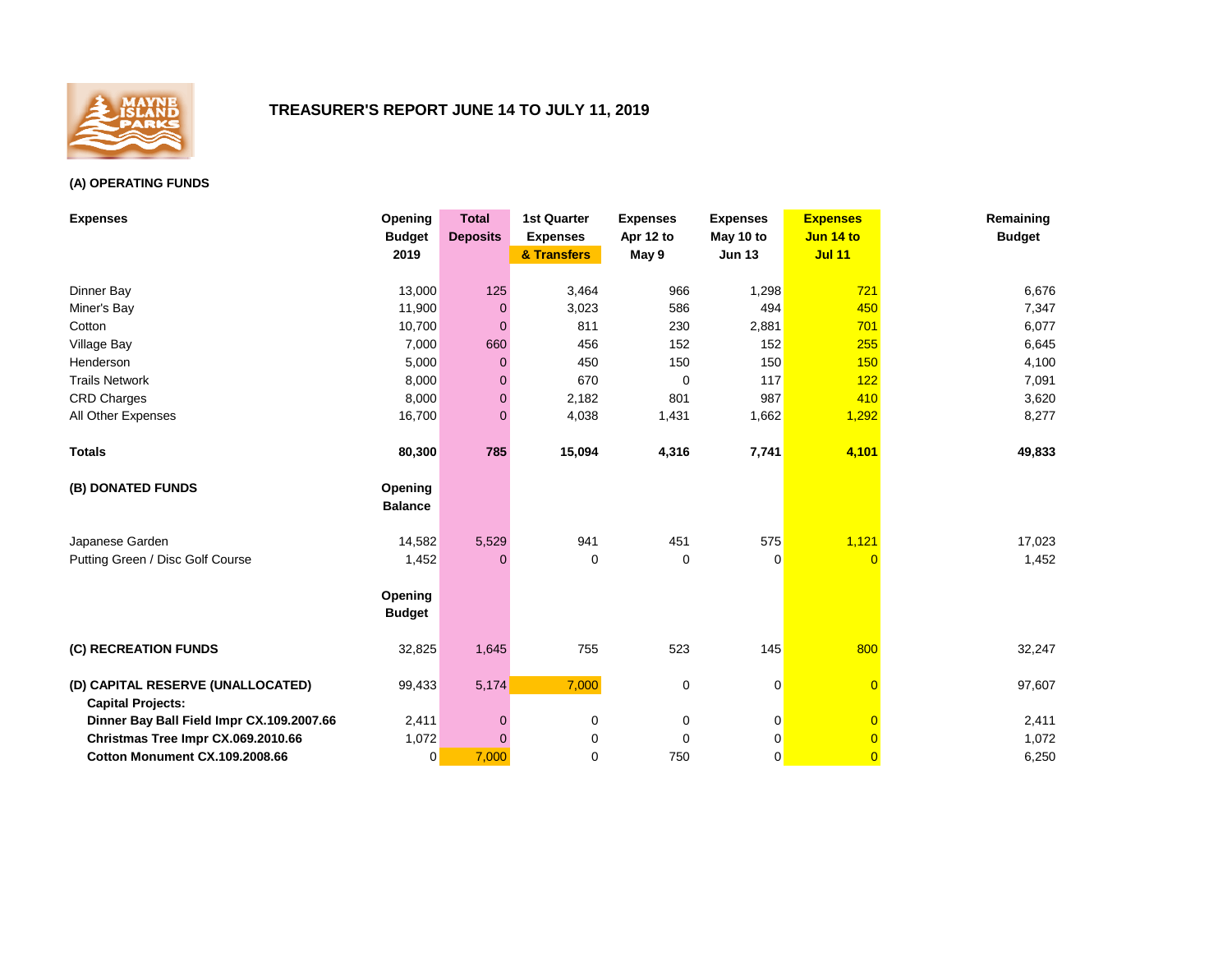MAYNE ISLAND PARKS

# TREASURER'S REPORT JUNE 14 TO JULY 11, 2019

## (A) OPERATING FUNDS

| Expenses | Opening Budget 2019 | Total Deposits | 1st Quarter Expenses & Transfers | Expenses Apr 12 to May 9 | Expenses May 10 to Jun 13 | Expenses Jun 14 to Jul 11 | Remaining Budget |
|---|---|---|---|---|---|---|---|
| Dinner Bay | 13,000 | 125 | 3,464 | 966 | 1,298 | 721 | 6,676 |
| Miner's Bay | 11,900 | 0 | 3,023 | 586 | 494 | 450 | 7,347 |
| Cotton | 10,700 | 0 | 811 | 230 | 2,881 | 701 | 6,077 |
| Village Bay | 7,000 | 660 | 456 | 152 | 152 | 255 | 6,645 |
| Henderson | 5,000 | 0 | 450 | 150 | 150 | 150 | 4,100 |
| Trails Network | 8,000 | 0 | 670 | 0 | 117 | 122 | 7,091 |
| CRD Charges | 8,000 | 0 | 2,182 | 801 | 987 | 410 | 3,620 |
| All Other Expenses | 16,700 | 0 | 4,038 | 1,431 | 1,662 | 1,292 | 8,277 |
| **Totals** | **80,300** | **785** | **15,094** | **4,316** | **7,741** | **4,101** | **49,833** |
| **(B) DONATED FUNDS** | **Opening Balance** | | | | | | |
| Japanese Garden | 14,582 | 5,529 | 941 | 451 | 575 | 1,121 | 17,023 |
| Putting Green / Disc Golf Course | 1,452 | 0 | 0 | 0 | 0 | 0 | 1,452 |
| | **Opening Budget** | | | | | | |
| **(C) RECREATION FUNDS** | 32,825 | 1,645 | 755 | 523 | 145 | 800 | 32,247 |
| **(D) CAPITAL RESERVE (UNALLOCATED)** | 99,433 | 5,174 | 7,000 | 0 | 0 | 0 | 97,607 |
| **Capital Projects:** | | | | | | | |
| **Dinner Bay Ball Field Impr CX.109.2007.66** | 2,411 | 0 | 0 | 0 | 0 | 0 | 2,411 |
| **Christmas Tree Impr CX.069.2010.66** | 1,072 | 0 | 0 | 0 | 0 | 0 | 1,072 |
| **Cotton Monument CX.109.2008.66** | 0 | 7,000 | 0 | 750 | 0 | 0 | 6,250 |